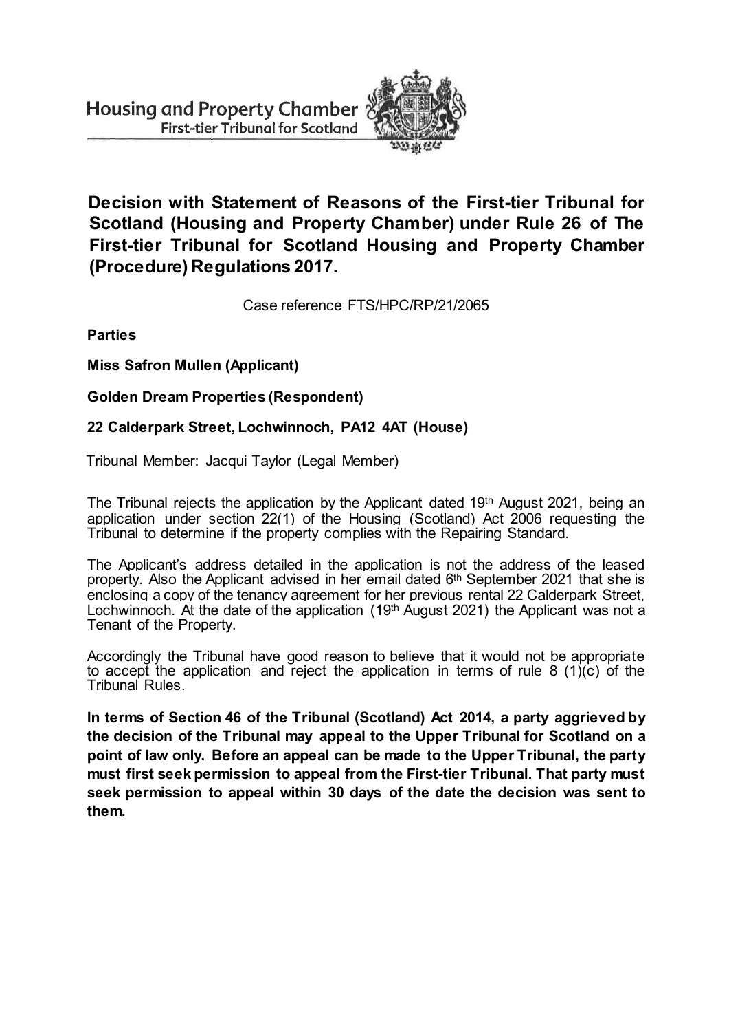Housing and Property Chamber
First-tier Tribunal for Scotland

# Decision with Statement of Reasons of the First-tier Tribunal for Scotland (Housing and Property Chamber) under Rule 26 of The First-tier Tribunal for Scotland Housing and Property Chamber (Procedure) Regulations 2017.

Case reference FTS/HPC/RP/21/2065

**Parties**

**Miss Safron Mullen (Applicant)**

**Golden Dream Properties (Respondent)**

**22 Calderpark Street, Lochwinnoch, PA12 4AT (House)**

Tribunal Member: Jacqui Taylor (Legal Member)

The Tribunal rejects the application by the Applicant dated 19th August 2021, being an application under section 22(1) of the Housing (Scotland) Act 2006 requesting the Tribunal to determine if the property complies with the Repairing Standard.

The Applicant's address detailed in the application is not the address of the leased property. Also the Applicant advised in her email dated 6th September 2021 that she is enclosing a copy of the tenancy agreement for her previous rental 22 Calderpark Street, Lochwinnoch. At the date of the application (19th August 2021) the Applicant was not a Tenant of the Property.

Accordingly the Tribunal have good reason to believe that it would not be appropriate to accept the application and reject the application in terms of rule 8 (1)(c) of the Tribunal Rules.

**In terms of Section 46 of the Tribunal (Scotland) Act 2014, a party aggrieved by the decision of the Tribunal may appeal to the Upper Tribunal for Scotland on a point of law only. Before an appeal can be made to the Upper Tribunal, the party must first seek permission to appeal from the First-tier Tribunal. That party must seek permission to appeal within 30 days of the date the decision was sent to them.**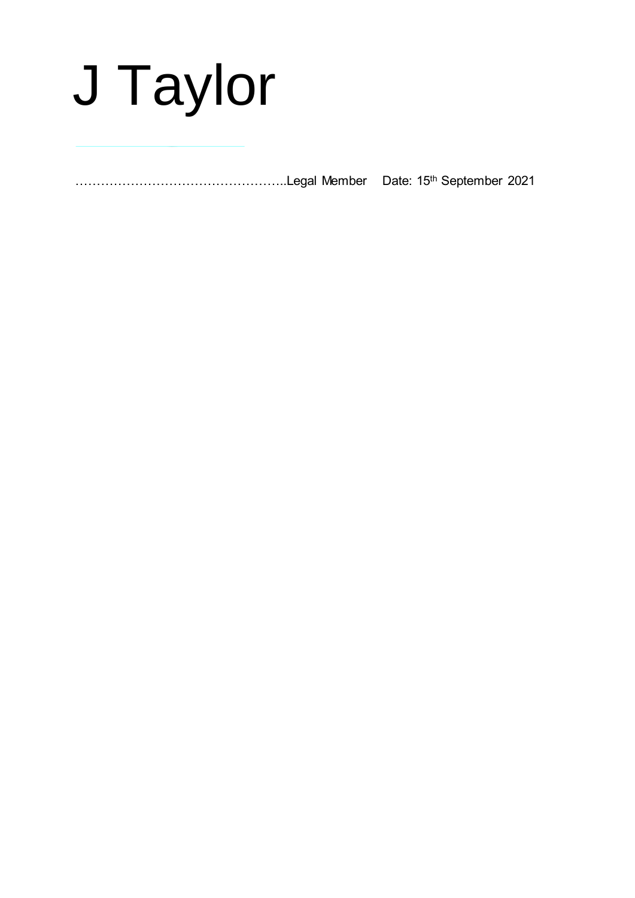J Taylor

……………………………………………..Legal Member Date: 15th September 2021